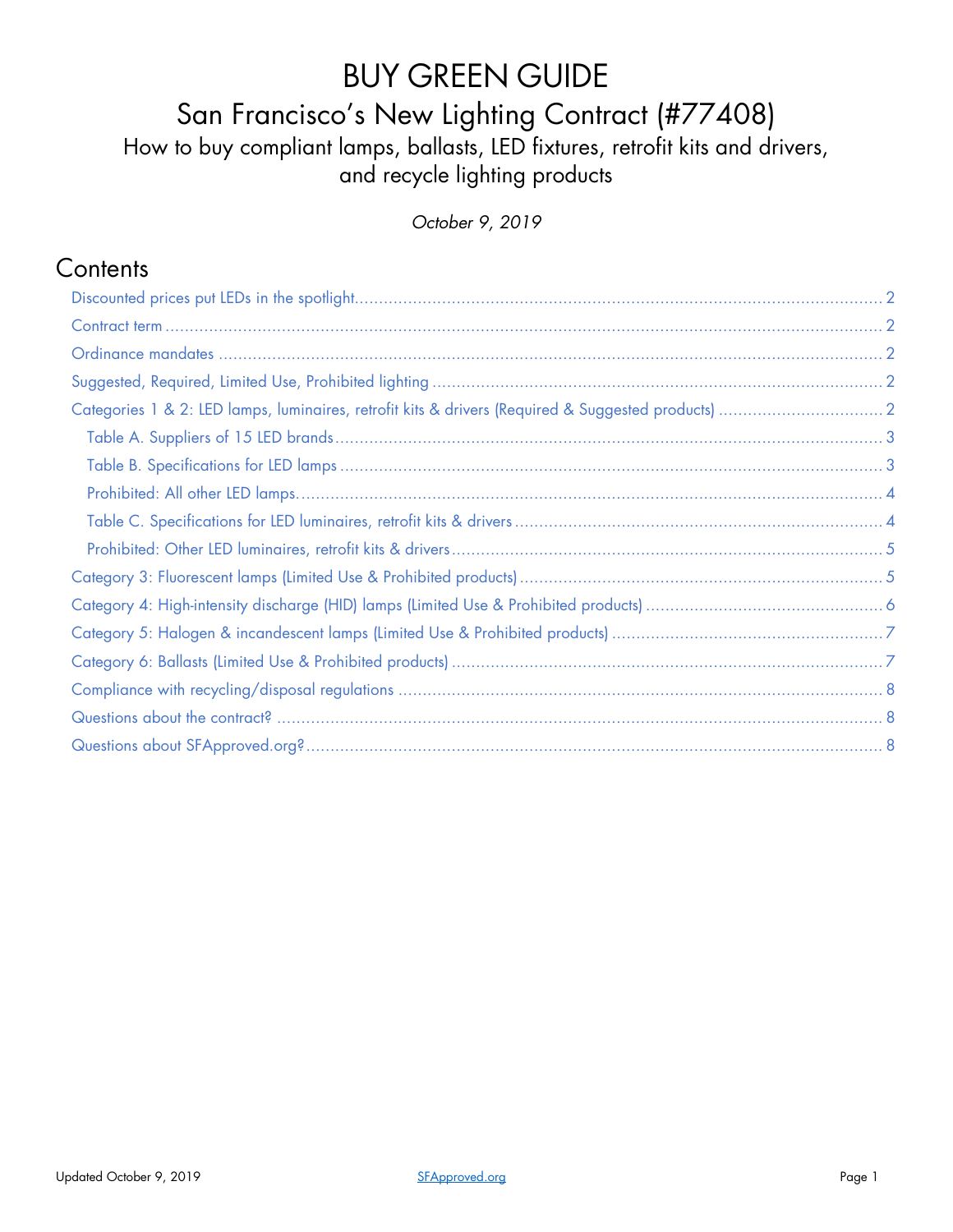# BUY GREEN GUIDE

## San Francisco's New Lighting Contract (#77408)

### How to buy compliant lamps, ballasts, LED fixtures, retrofit kits and drivers, and recycle lighting products

*October 9, 2019*

## Contents

- Discounted prices put LEDs in the spotlight ........ 2
- Contract term ........ 2
- Ordinance mandates ........ 2
- Suggested, Required, Limited Use, Prohibited lighting ........ 2
- Categories 1 & 2: LED lamps, luminaires, retrofit kits & drivers (Required & Suggested products) ........ 2
  - Table A. Suppliers of 15 LED brands ........ 3
  - Table B. Specifications for LED lamps ........ 3
  - Prohibited: All other LED lamps ........ 4
  - Table C. Specifications for LED luminaires, retrofit kits & drivers ........ 4
  - Prohibited: Other LED luminaires, retrofit kits & drivers ........ 5
- Category 3: Fluorescent lamps (Limited Use & Prohibited products) ........ 5
- Category 4: High-intensity discharge (HID) lamps (Limited Use & Prohibited products) ........ 6
- Category 5: Halogen & incandescent lamps (Limited Use & Prohibited products) ........ 7
- Category 6: Ballasts (Limited Use & Prohibited products) ........ 7
- Compliance with recycling/disposal regulations ........ 8
- Questions about the contract? ........ 8
- Questions about SFApproved.org? ........ 8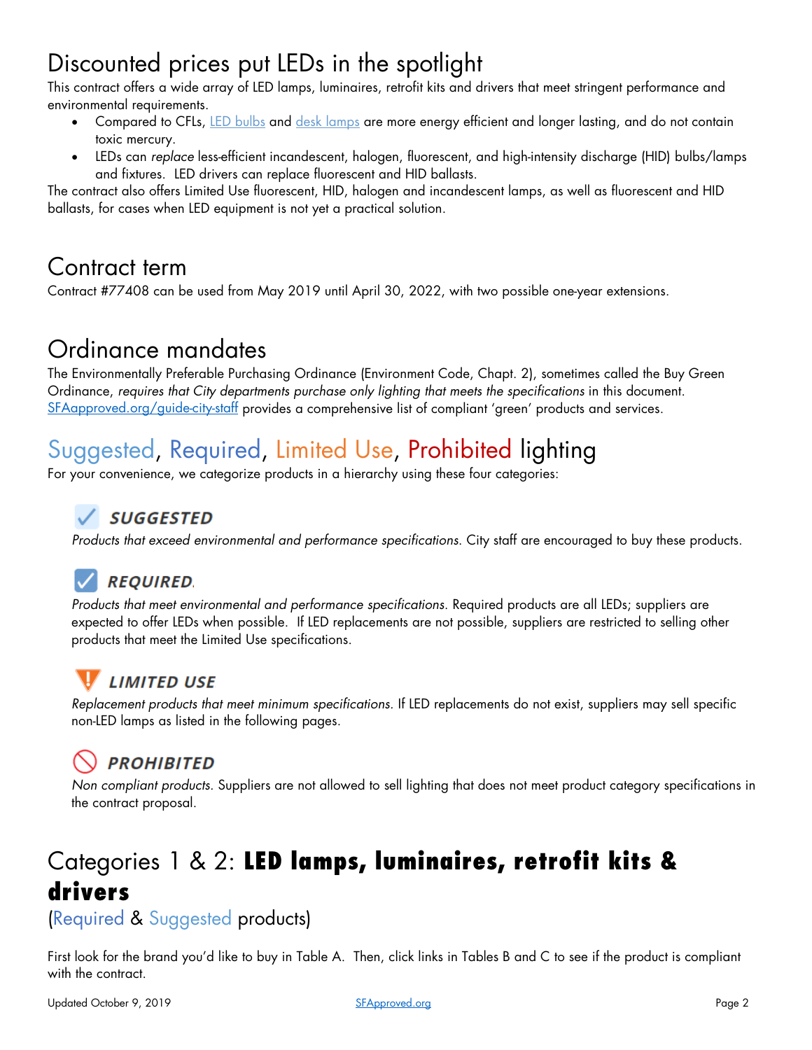## Discounted prices put LEDs in the spotlight

This contract offers a wide array of LED lamps, luminaires, retrofit kits and drivers that meet stringent performance and environmental requirements.

- Compared to CFLs, LED bulbs and desk lamps are more energy efficient and longer lasting, and do not contain toxic mercury.
- LEDs can *replace* less-efficient incandescent, halogen, fluorescent, and high-intensity discharge (HID) bulbs/lamps and fixtures. LED drivers can replace fluorescent and HID ballasts.

The contract also offers Limited Use fluorescent, HID, halogen and incandescent lamps, as well as fluorescent and HID ballasts, for cases when LED equipment is not yet a practical solution.

## Contract term

Contract #77408 can be used from May 2019 until April 30, 2022, with two possible one-year extensions.

## Ordinance mandates

The Environmentally Preferable Purchasing Ordinance (Environment Code, Chapt. 2), sometimes called the Buy Green Ordinance, *requires that City departments purchase only lighting that meets the specifications* in this document. SFAapproved.org/guide-city-staff provides a comprehensive list of compliant 'green' products and services.

## Suggested, Required, Limited Use, Prohibited lighting

For your convenience, we categorize products in a hierarchy using these four categories:

### SUGGESTED

*Products that exceed environmental and performance specifications.* City staff are encouraged to buy these products.

### REQUIRED

*Products that meet environmental and performance specifications.* Required products are all LEDs; suppliers are expected to offer LEDs when possible. If LED replacements are not possible, suppliers are restricted to selling other products that meet the Limited Use specifications.

### LIMITED USE

*Replacement products that meet minimum specifications.* If LED replacements do not exist, suppliers may sell specific non-LED lamps as listed in the following pages.

### PROHIBITED

*Non compliant products.* Suppliers are not allowed to sell lighting that does not meet product category specifications in the contract proposal.

## Categories 1 & 2: **LED lamps, luminaires, retrofit kits & drivers**

(Required & Suggested products)

First look for the brand you'd like to buy in Table A. Then, click links in Tables B and C to see if the product is compliant with the contract.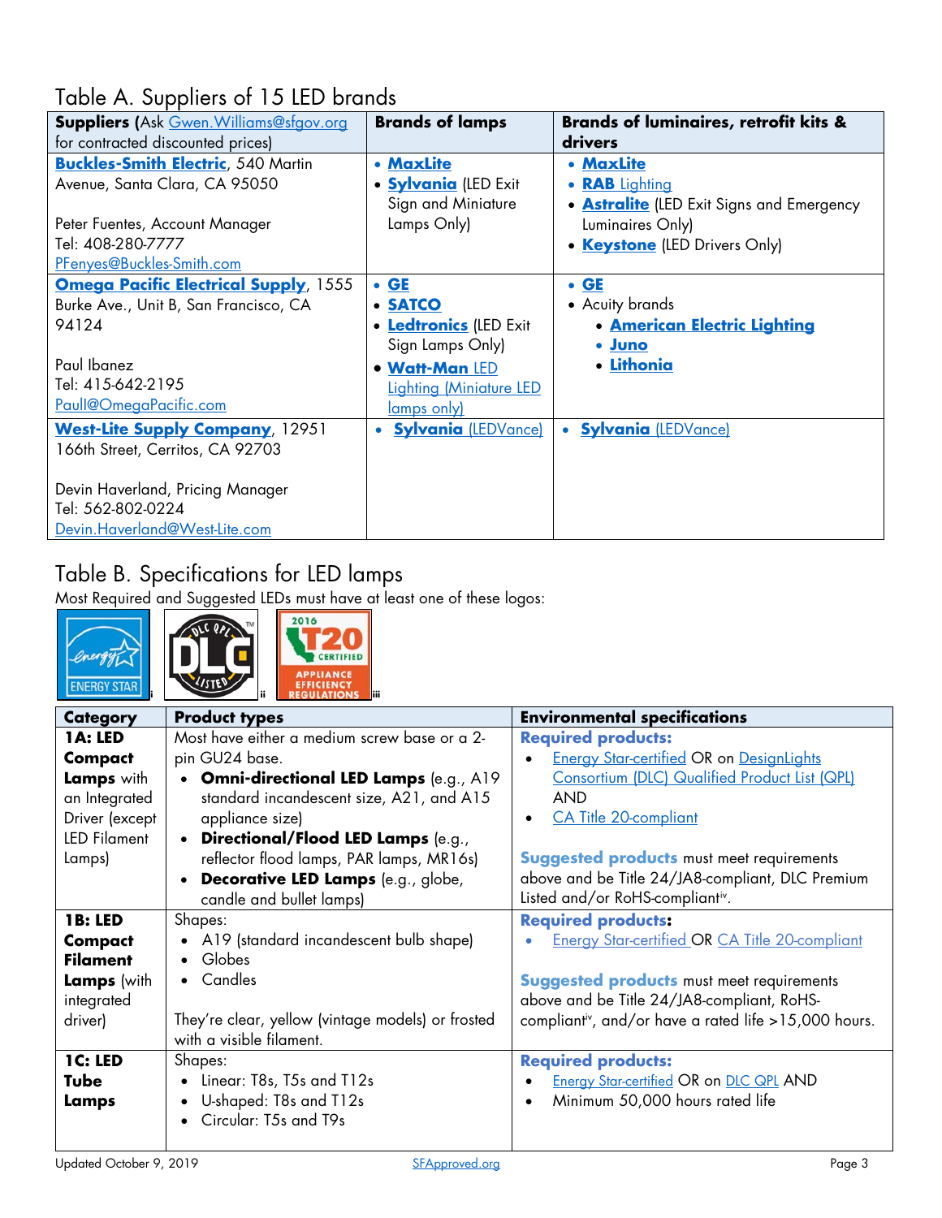## Table A. Suppliers of 15 LED brands

| Suppliers (Ask Gwen.Williams@sfgov.org for contracted discounted prices) | Brands of lamps | Brands of luminaires, retrofit kits & drivers |
|---|---|---|
| **Buckles-Smith Electric**, 540 Martin Avenue, Santa Clara, CA 95050<br><br>Peter Fuentes, Account Manager<br>Tel: 408-280-7777<br>PFenyes@Buckles-Smith.com | • **MaxLite**<br>• **Sylvania** (LED Exit Sign and Miniature Lamps Only) | • **MaxLite**<br>• **RAB** Lighting<br>• **Astralite** (LED Exit Signs and Emergency Luminaires Only)<br>• **Keystone** (LED Drivers Only) |
| **Omega Pacific Electrical Supply**, 1555 Burke Ave., Unit B, San Francisco, CA 94124<br><br>Paul Ibanez<br>Tel: 415-642-2195<br>PaulI@OmegaPacific.com | • **GE**<br>• **SATCO**<br>• **Ledtronics** (LED Exit Sign Lamps Only)<br>• **Watt-Man** LED Lighting (Miniature LED lamps only) | • **GE**<br>• Acuity brands<br>  • **American Electric Lighting**<br>  • **Juno**<br>  • **Lithonia** |
| **West-Lite Supply Company**, 12951 166th Street, Cerritos, CA 92703<br><br>Devin Haverland, Pricing Manager<br>Tel: 562-802-0224<br>Devin.Haverland@West-Lite.com | • **Sylvania** (LEDVance) | • **Sylvania** (LEDVance) |

## Table B. Specifications for LED lamps

Most Required and Suggested LEDs must have at least one of these logos:

ENERGY STAR[i] DLC QPL LISTED[ii] 2016 T20 CERTIFIED APPLIANCE EFFICIENCY REGULATIONS[iii]

| Category | Product types | Environmental specifications |
|---|---|---|
| **1A: LED Compact Lamps** with an Integrated Driver (except LED Filament Lamps) | Most have either a medium screw base or a 2-pin GU24 base.<br>• **Omni-directional LED Lamps** (e.g., A19 standard incandescent size, A21, and A15 appliance size)<br>• **Directional/Flood LED Lamps** (e.g., reflector flood lamps, PAR lamps, MR16s)<br>• **Decorative LED Lamps** (e.g., globe, candle and bullet lamps) | **Required products:**<br>• Energy Star-certified OR on DesignLights Consortium (DLC) Qualified Product List (QPL) AND<br>• CA Title 20-compliant<br><br>**Suggested products** must meet requirements above and be Title 24/JA8-compliant, DLC Premium Listed and/or RoHS-compliant[iv]. |
| **1B: LED Compact Filament Lamps** (with integrated driver) | Shapes:<br>• A19 (standard incandescent bulb shape)<br>• Globes<br>• Candles<br><br>They're clear, yellow (vintage models) or frosted with a visible filament. | **Required products:**<br>• Energy Star-certified OR CA Title 20-compliant<br><br>**Suggested products** must meet requirements above and be Title 24/JA8-compliant, RoHS-compliant[iv], and/or have a rated life >15,000 hours. |
| **1C: LED Tube Lamps** | Shapes:<br>• Linear: T8s, T5s and T12s<br>• U-shaped: T8s and T12s<br>• Circular: T5s and T9s | **Required products:**<br>• Energy Star-certified OR on DLC QPL AND<br>• Minimum 50,000 hours rated life |

Updated October 9, 2019 SFApproved.org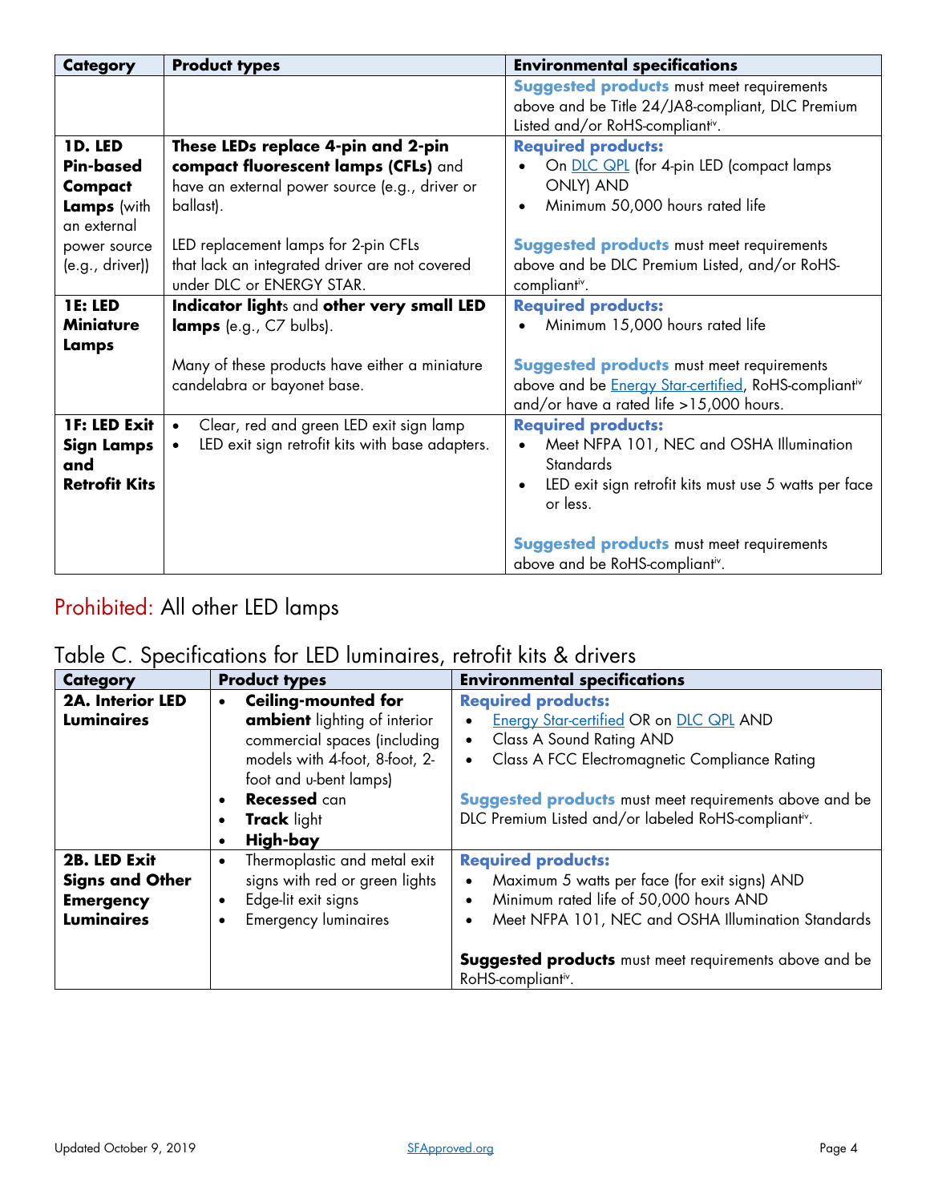| Category | Product types | Environmental specifications |
|---|---|---|
| | | **Suggested products** must meet requirements above and be Title 24/JA8-compliant, DLC Premium Listed and/or RoHS-compliant[iv]. |
| **1D. LED Pin-based Compact Lamps** (with an external power source (e.g., driver)) | **These LEDs replace 4-pin and 2-pin compact fluorescent lamps (CFLs)** and have an external power source (e.g., driver or ballast).<br><br>LED replacement lamps for 2-pin CFLs that lack an integrated driver are not covered under DLC or ENERGY STAR. | **Required products:**<br>• On DLC QPL (for 4-pin LED (compact lamps ONLY) AND<br>• Minimum 50,000 hours rated life<br><br>**Suggested products** must meet requirements above and be DLC Premium Listed, and/or RoHS-compliant[iv]. |
| **1E: LED Miniature Lamps** | **Indicator light**s and **other very small LED lamps** (e.g., C7 bulbs).<br><br>Many of these products have either a miniature candelabra or bayonet base. | **Required products:**<br>• Minimum 15,000 hours rated life<br><br>**Suggested products** must meet requirements above and be Energy Star-certified, RoHS-compliant[iv] and/or have a rated life >15,000 hours. |
| **1F: LED Exit Sign Lamps and Retrofit Kits** | • Clear, red and green LED exit sign lamp<br>• LED exit sign retrofit kits with base adapters. | **Required products:**<br>• Meet NFPA 101, NEC and OSHA Illumination Standards<br>• LED exit sign retrofit kits must use 5 watts per face or less.<br><br>**Suggested products** must meet requirements above and be RoHS-compliant[iv]. |

Prohibited: All other LED lamps

## Table C. Specifications for LED luminaires, retrofit kits & drivers

| Category | Product types | Environmental specifications |
|---|---|---|
| **2A. Interior LED Luminaires** | • **Ceiling-mounted for ambient** lighting of interior commercial spaces (including models with 4-foot, 8-foot, 2-foot and u-bent lamps)<br>• **Recessed** can<br>• **Track** light<br>• **High-bay** | **Required products:**<br>• Energy Star-certified OR on DLC QPL AND<br>• Class A Sound Rating AND<br>• Class A FCC Electromagnetic Compliance Rating<br><br>**Suggested products** must meet requirements above and be DLC Premium Listed and/or labeled RoHS-compliant[iv]. |
| **2B. LED Exit Signs and Other Emergency Luminaires** | • Thermoplastic and metal exit signs with red or green lights<br>• Edge-lit exit signs<br>• Emergency luminaires | **Required products:**<br>• Maximum 5 watts per face (for exit signs) AND<br>• Minimum rated life of 50,000 hours AND<br>• Meet NFPA 101, NEC and OSHA Illumination Standards<br><br>**Suggested products** must meet requirements above and be RoHS-compliant[iv]. |

Updated October 9, 2019 SFApproved.org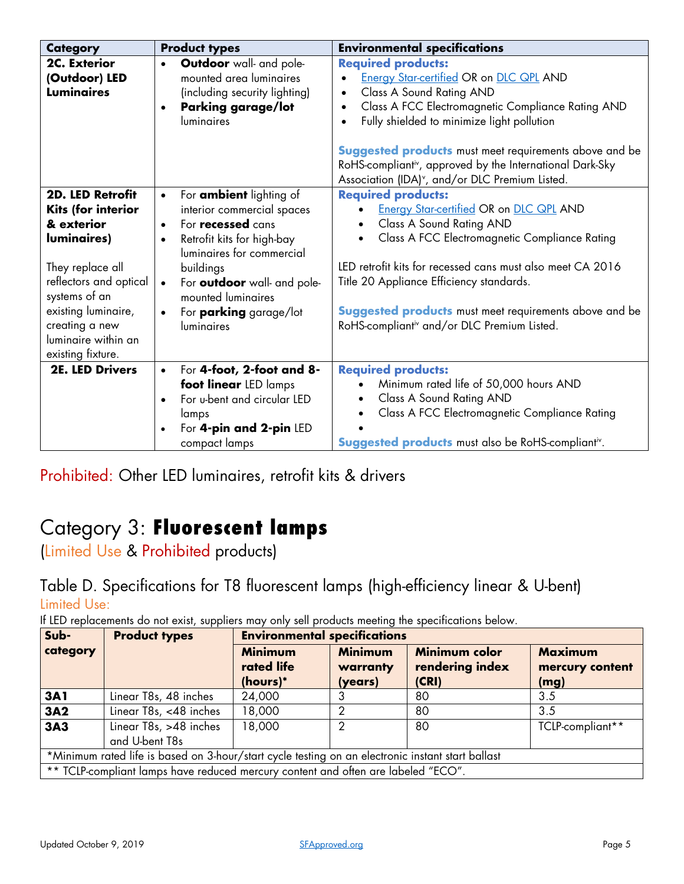| Category | Product types | Environmental specifications |
|---|---|---|
| **2C. Exterior (Outdoor) LED Luminaires** | • **Outdoor** wall- and pole-mounted area luminaires (including security lighting)<br>• **Parking garage/lot** luminaires | **Required products:**<br>• Energy Star-certified OR on DLC QPL AND<br>• Class A Sound Rating AND<br>• Class A FCC Electromagnetic Compliance Rating AND<br>• Fully shielded to minimize light pollution<br><br>**Suggested products** must meet requirements above and be RoHS-compliant[iv], approved by the International Dark-Sky Association (IDA)[v], and/or DLC Premium Listed. |
| **2D. LED Retrofit Kits (for interior & exterior luminaires)**<br><br>They replace all reflectors and optical systems of an existing luminaire, creating a new luminaire within an existing fixture. | • For **ambient** lighting of interior commercial spaces<br>• For **recessed** cans<br>• Retrofit kits for high-bay luminaires for commercial buildings<br>• For **outdoor** wall- and pole-mounted luminaires<br>• For **parking** garage/lot luminaires | **Required products:**<br>• Energy Star-certified OR on DLC QPL AND<br>• Class A Sound Rating AND<br>• Class A FCC Electromagnetic Compliance Rating<br><br>LED retrofit kits for recessed cans must also meet CA 2016 Title 20 Appliance Efficiency standards.<br><br>**Suggested products** must meet requirements above and be RoHS-compliant[iv] and/or DLC Premium Listed. |
| **2E. LED Drivers** | • For **4-foot, 2-foot and 8-foot linear** LED lamps<br>• For u-bent and circular LED lamps<br>• For **4-pin and 2-pin** LED compact lamps | **Required products:**<br>• Minimum rated life of 50,000 hours AND<br>• Class A Sound Rating AND<br>• Class A FCC Electromagnetic Compliance Rating<br>•<br>**Suggested products** must also be RoHS-compliant[iv]. |

Prohibited: Other LED luminaires, retrofit kits & drivers

# Category 3: **Fluorescent lamps**

(Limited Use & Prohibited products)

## Table D. Specifications for T8 fluorescent lamps (high-efficiency linear & U-bent)

Limited Use:

If LED replacements do not exist, suppliers may only sell products meeting the specifications below.

| Sub-category | Product types | Environmental specifications | | | |
|---|---|---|---|---|---|
| | | **Minimum rated life (hours)*** | **Minimum warranty (years)** | **Minimum color rendering index (CRI)** | **Maximum mercury content (mg)** |
| **3A1** | Linear T8s, 48 inches | 24,000 | 3 | 80 | 3.5 |
| **3A2** | Linear T8s, <48 inches | 18,000 | 2 | 80 | 3.5 |
| **3A3** | Linear T8s, >48 inches and U-bent T8s | 18,000 | 2 | 80 | TCLP-compliant** |

*Minimum rated life is based on 3-hour/start cycle testing on an electronic instant start ballast

** TCLP-compliant lamps have reduced mercury content and often are labeled "ECO".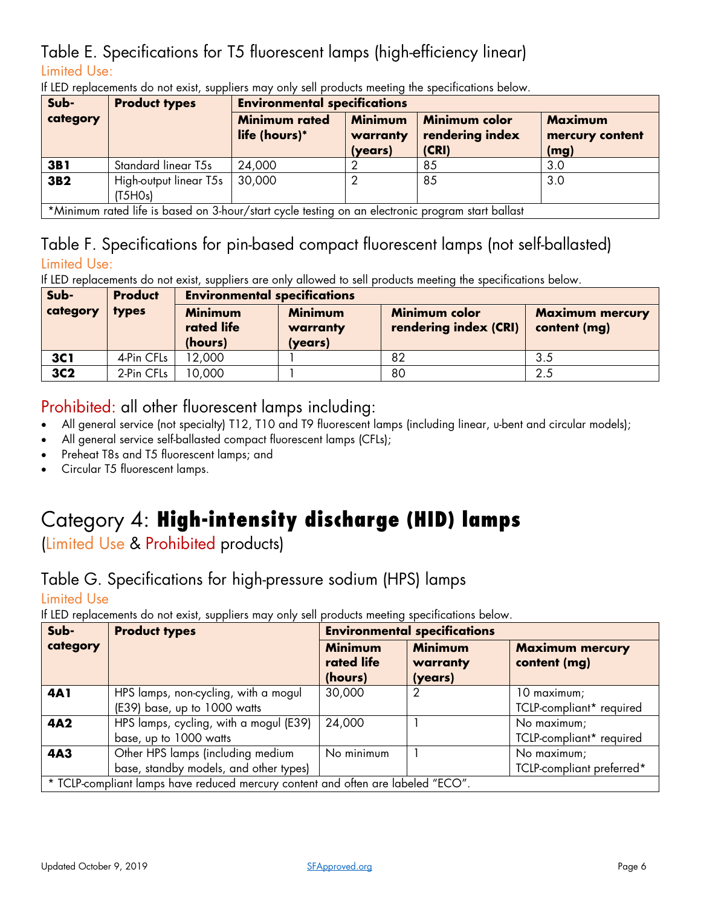## Table E. Specifications for T5 fluorescent lamps (high-efficiency linear)

Limited Use:

If LED replacements do not exist, suppliers may only sell products meeting the specifications below.

| Sub-category | Product types | Environmental specifications | | | |
|---|---|---|---|---|---|
| | | Minimum rated life (hours)* | Minimum warranty (years) | Minimum color rendering index (CRI) | Maximum mercury content (mg) |
| **3B1** | Standard linear T5s | 24,000 | 2 | 85 | 3.0 |
| **3B2** | High-output linear T5s (T5HOs) | 30,000 | 2 | 85 | 3.0 |

*Minimum rated life is based on 3-hour/start cycle testing on an electronic program start ballast

## Table F. Specifications for pin-based compact fluorescent lamps (not self-ballasted)

Limited Use:

If LED replacements do not exist, suppliers are only allowed to sell products meeting the specifications below.

| Sub-category | Product types | Environmental specifications | | | |
|---|---|---|---|---|---|
| | | Minimum rated life (hours) | Minimum warranty (years) | Minimum color rendering index (CRI) | Maximum mercury content (mg) |
| **3C1** | 4-Pin CFLs | 12,000 | 1 | 82 | 3.5 |
| **3C2** | 2-Pin CFLs | 10,000 | 1 | 80 | 2.5 |

## Prohibited: all other fluorescent lamps including:

- All general service (not specialty) T12, T10 and T9 fluorescent lamps (including linear, u-bent and circular models);
- All general service self-ballasted compact fluorescent lamps (CFLs);
- Preheat T8s and T5 fluorescent lamps; and
- Circular T5 fluorescent lamps.

# Category 4: **High-intensity discharge (HID) lamps**

(Limited Use & Prohibited products)

## Table G. Specifications for high-pressure sodium (HPS) lamps

Limited Use

If LED replacements do not exist, suppliers may only sell products meeting specifications below.

| Sub-category | Product types | Environmental specifications | | |
|---|---|---|---|---|
| | | Minimum rated life (hours) | Minimum warranty (years) | Maximum mercury content (mg) |
| **4A1** | HPS lamps, non-cycling, with a mogul (E39) base, up to 1000 watts | 30,000 | 2 | 10 maximum; TCLP-compliant* required |
| **4A2** | HPS lamps, cycling, with a mogul (E39) base, up to 1000 watts | 24,000 | 1 | No maximum; TCLP-compliant* required |
| **4A3** | Other HPS lamps (including medium base, standby models, and other types) | No minimum | 1 | No maximum; TCLP-compliant preferred* |

* TCLP-compliant lamps have reduced mercury content and often are labeled "ECO".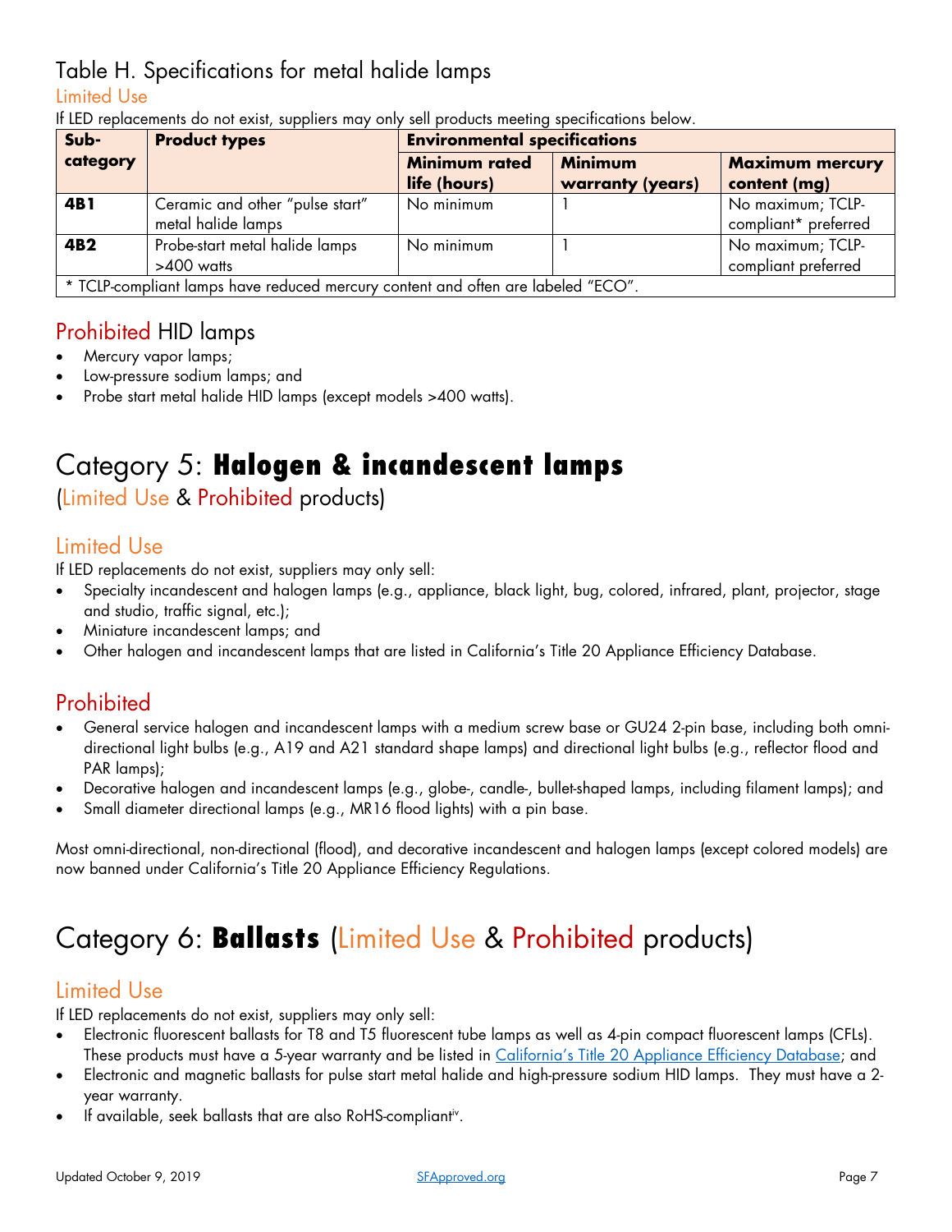## Table H. Specifications for metal halide lamps

Limited Use

If LED replacements do not exist, suppliers may only sell products meeting specifications below.

| Sub-category | Product types | Environmental specifications | | |
|---|---|---|---|---|
| | | **Minimum rated life (hours)** | **Minimum warranty (years)** | **Maximum mercury content (mg)** |
| **4B1** | Ceramic and other "pulse start" metal halide lamps | No minimum | 1 | No maximum; TCLP-compliant* preferred |
| **4B2** | Probe-start metal halide lamps >400 watts | No minimum | 1 | No maximum; TCLP-compliant preferred |
| * TCLP-compliant lamps have reduced mercury content and often are labeled "ECO". | | | | |

## Prohibited HID lamps

- Mercury vapor lamps;
- Low-pressure sodium lamps; and
- Probe start metal halide HID lamps (except models >400 watts).

# Category 5: **Halogen & incandescent lamps**

(Limited Use & Prohibited products)

## Limited Use

If LED replacements do not exist, suppliers may only sell:

- Specialty incandescent and halogen lamps (e.g., appliance, black light, bug, colored, infrared, plant, projector, stage and studio, traffic signal, etc.);
- Miniature incandescent lamps; and
- Other halogen and incandescent lamps that are listed in California's Title 20 Appliance Efficiency Database.

## Prohibited

- General service halogen and incandescent lamps with a medium screw base or GU24 2-pin base, including both omni-directional light bulbs (e.g., A19 and A21 standard shape lamps) and directional light bulbs (e.g., reflector flood and PAR lamps);
- Decorative halogen and incandescent lamps (e.g., globe-, candle-, bullet-shaped lamps, including filament lamps); and
- Small diameter directional lamps (e.g., MR16 flood lights) with a pin base.

Most omni-directional, non-directional (flood), and decorative incandescent and halogen lamps (except colored models) are now banned under California's Title 20 Appliance Efficiency Regulations.

# Category 6: **Ballasts** (Limited Use & Prohibited products)

## Limited Use

If LED replacements do not exist, suppliers may only sell:

- Electronic fluorescent ballasts for T8 and T5 fluorescent tube lamps as well as 4-pin compact fluorescent lamps (CFLs). These products must have a 5-year warranty and be listed in California's Title 20 Appliance Efficiency Database; and
- Electronic and magnetic ballasts for pulse start metal halide and high-pressure sodium HID lamps. They must have a 2-year warranty.
- If available, seek ballasts that are also RoHS-compliant[iv].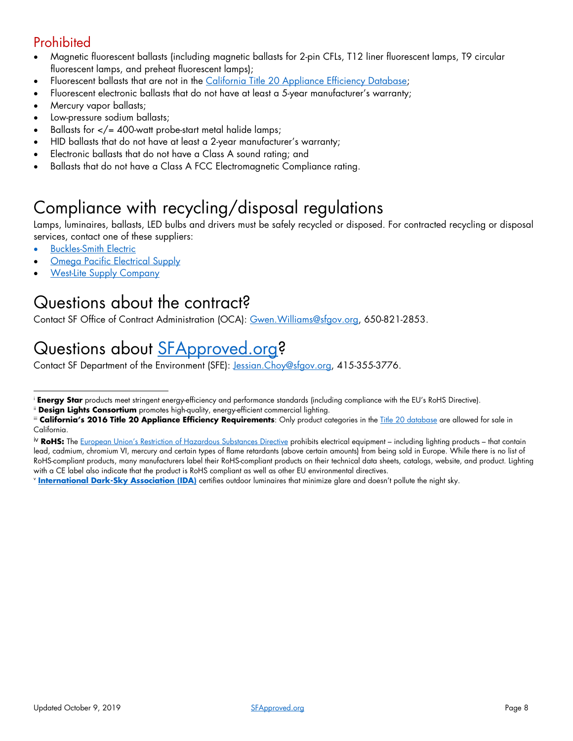### Prohibited

- Magnetic fluorescent ballasts (including magnetic ballasts for 2-pin CFLs, T12 liner fluorescent lamps, T9 circular fluorescent lamps, and preheat fluorescent lamps);
- Fluorescent ballasts that are not in the California Title 20 Appliance Efficiency Database;
- Fluorescent electronic ballasts that do not have at least a 5-year manufacturer's warranty;
- Mercury vapor ballasts;
- Low-pressure sodium ballasts;
- Ballasts for </= 400-watt probe-start metal halide lamps;
- HID ballasts that do not have at least a 2-year manufacturer's warranty;
- Electronic ballasts that do not have a Class A sound rating; and
- Ballasts that do not have a Class A FCC Electromagnetic Compliance rating.

## Compliance with recycling/disposal regulations

Lamps, luminaires, ballasts, LED bulbs and drivers must be safely recycled or disposed. For contracted recycling or disposal services, contact one of these suppliers:

- Buckles-Smith Electric
- Omega Pacific Electrical Supply
- West-Lite Supply Company

## Questions about the contract?

Contact SF Office of Contract Administration (OCA): Gwen.Williams@sfgov.org, 650-821-2853.

## Questions about SFApproved.org?

Contact SF Department of the Environment (SFE): Jessian.Choy@sfgov.org, 415-355-3776.

---

[i] **Energy Star** products meet stringent energy-efficiency and performance standards (including compliance with the EU's RoHS Directive).

[ii] **Design Lights Consortium** promotes high-quality, energy-efficient commercial lighting.

[iii] **California's 2016 Title 20 Appliance Efficiency Requirements**: Only product categories in the Title 20 database are allowed for sale in California.

[iv] **RoHS:** The European Union's Restriction of Hazardous Substances Directive prohibits electrical equipment – including lighting products – that contain lead, cadmium, chromium VI, mercury and certain types of flame retardants (above certain amounts) from being sold in Europe. While there is no list of RoHS-compliant products, many manufacturers label their RoHS-compliant products on their technical data sheets, catalogs, website, and product. Lighting with a CE label also indicate that the product is RoHS compliant as well as other EU environmental directives.

[v] **International Dark-Sky Association (IDA)** certifies outdoor luminaires that minimize glare and doesn't pollute the night sky.